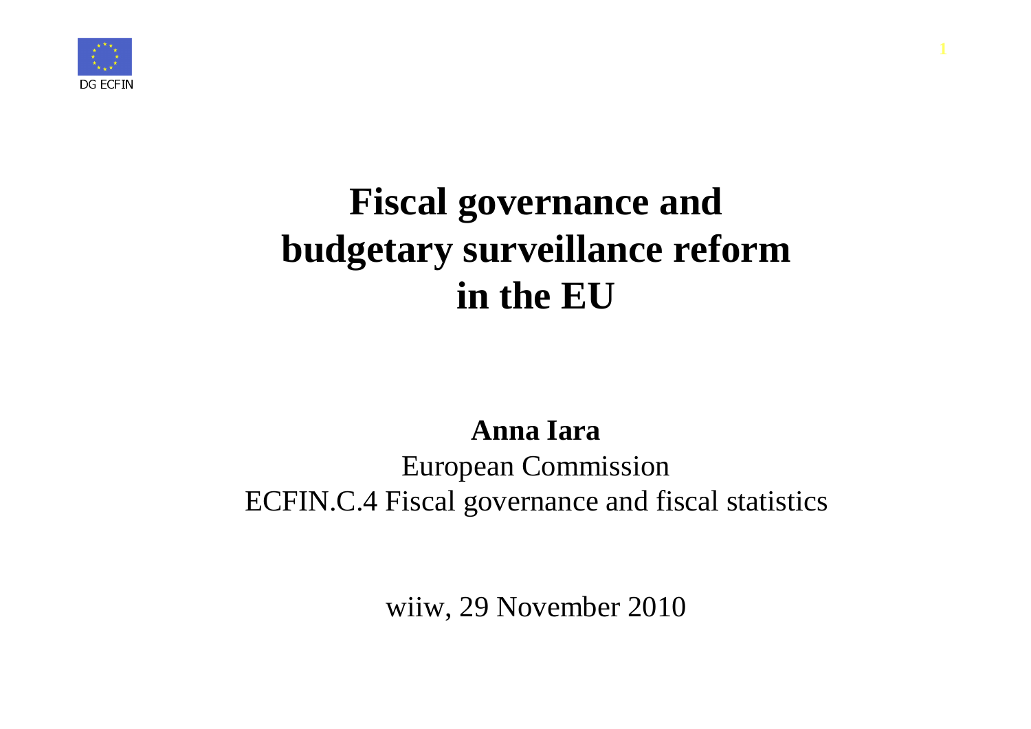DG ECFIN

# Fiscal governance and budgetary surveillance reform in the EU

**Anna Iara**

European Commission

ECFIN.C.4 Fiscal governance and fiscal statistics

wiiw, 29 November 2010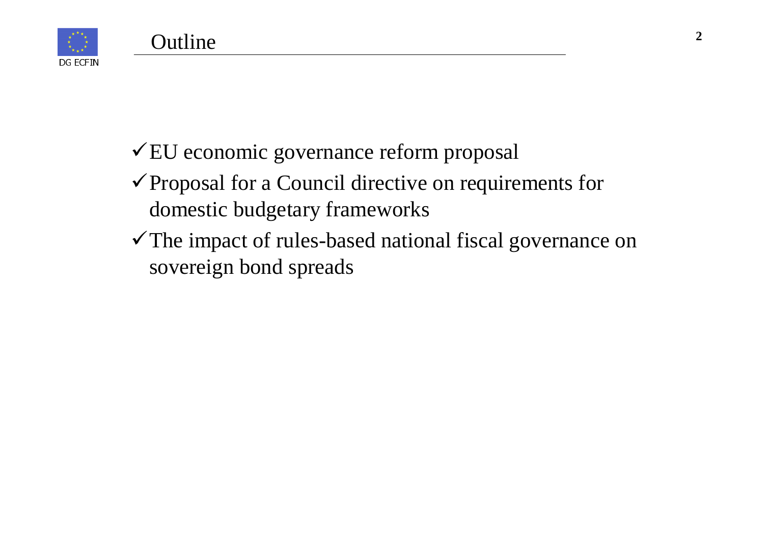# Outline

- ✓ EU economic governance reform proposal
- ✓ Proposal for a Council directive on requirements for domestic budgetary frameworks
- ✓ The impact of rules-based national fiscal governance on sovereign bond spreads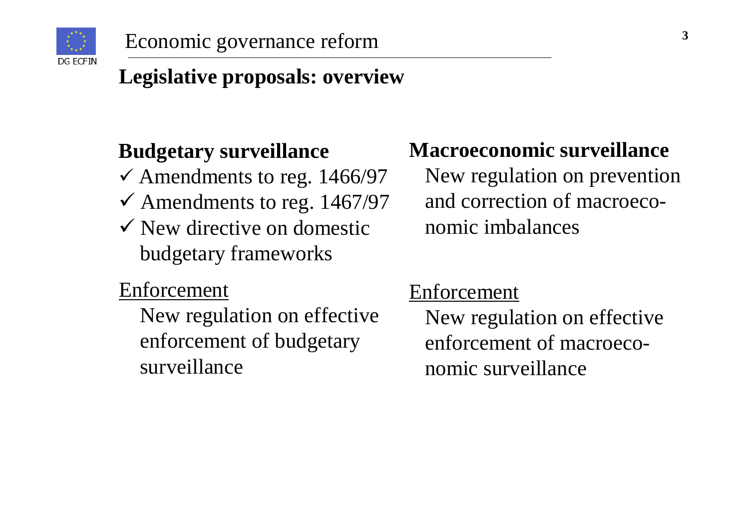# Economic governance reform

## Legislative proposals: overview

### Budgetary surveillance

- ✓ Amendments to reg. 1466/97
- ✓ Amendments to reg. 1467/97
- ✓ New directive on domestic budgetary frameworks

Enforcement

New regulation on effective enforcement of budgetary surveillance

### Macroeconomic surveillance

New regulation on prevention and correction of macroeconomic imbalances

Enforcement

New regulation on effective enforcement of macroeconomic surveillance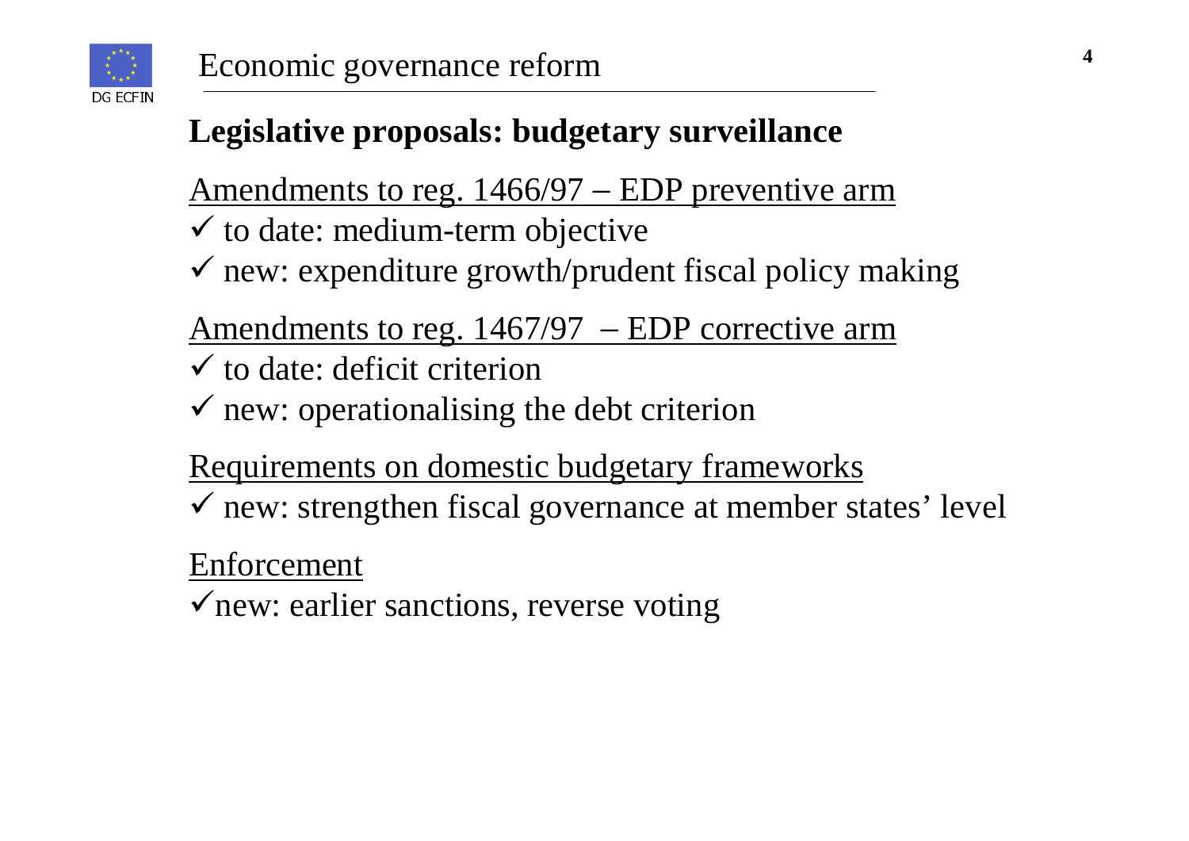## Economic governance reform

### Legislative proposals: budgetary surveillance

Amendments to reg. 1466/97 – EDP preventive arm

- ✓ to date: medium-term objective
- ✓ new: expenditure growth/prudent fiscal policy making

Amendments to reg. 1467/97 – EDP corrective arm

- ✓ to date: deficit criterion
- ✓ new: operationalising the debt criterion

Requirements on domestic budgetary frameworks

- ✓ new: strengthen fiscal governance at member states' level

Enforcement

- ✓new: earlier sanctions, reverse voting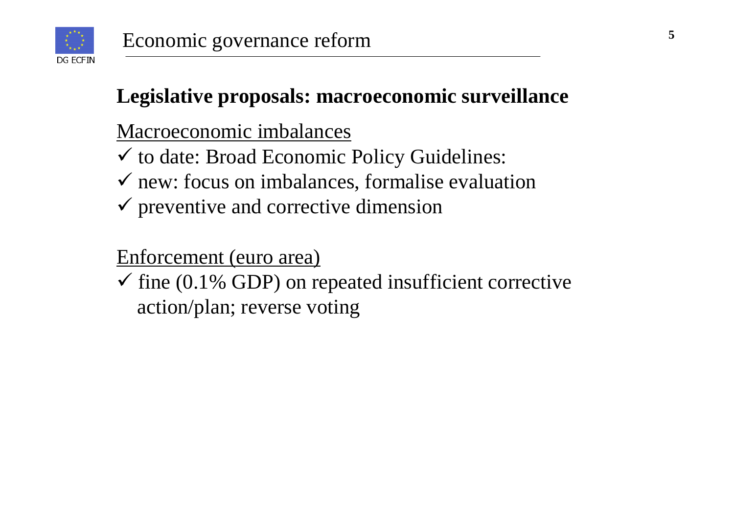# Economic governance reform

## Legislative proposals: macroeconomic surveillance

<u>Macroeconomic imbalances</u>

- ✓ to date: Broad Economic Policy Guidelines:
- ✓ new: focus on imbalances, formalise evaluation
- ✓ preventive and corrective dimension

<u>Enforcement (euro area)</u>

- ✓ fine (0.1% GDP) on repeated insufficient corrective action/plan; reverse voting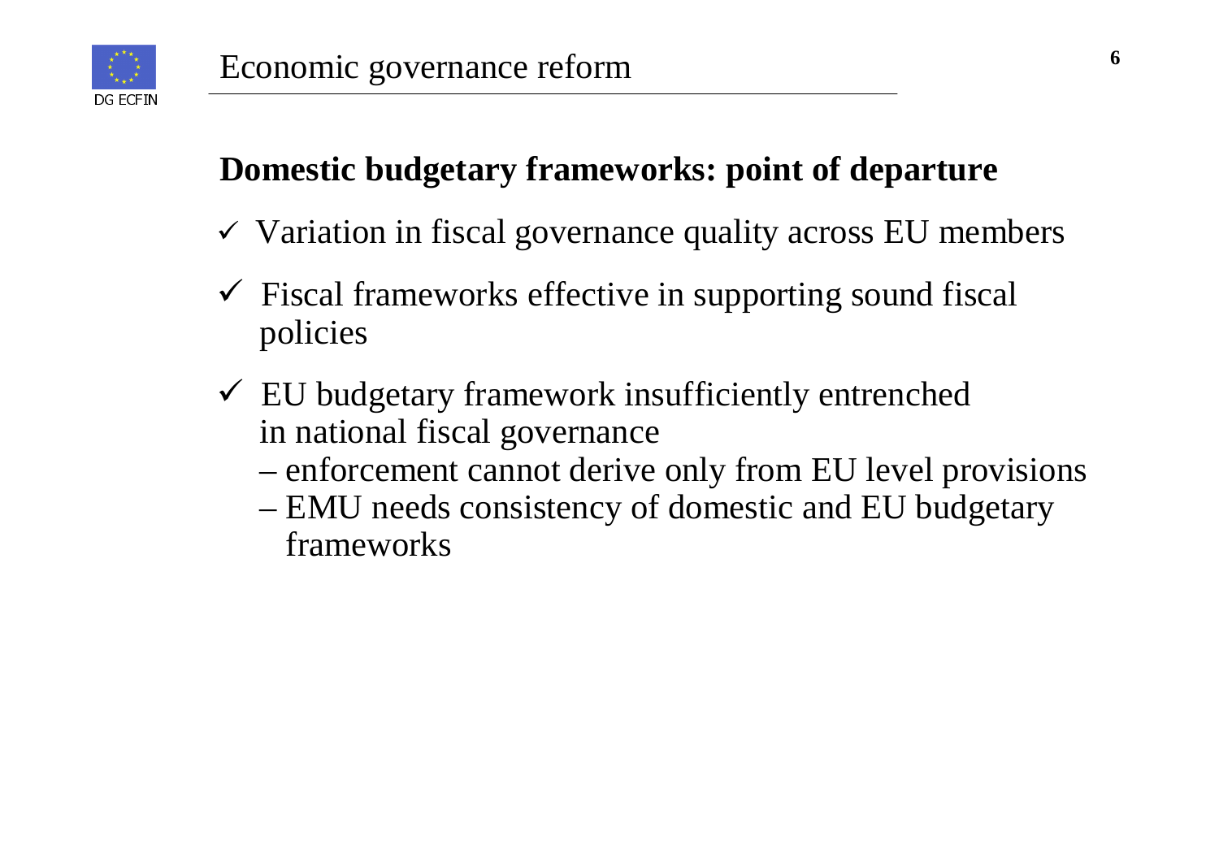# Economic governance reform

## Domestic budgetary frameworks: point of departure

- ✓ Variation in fiscal governance quality across EU members
- ✓ Fiscal frameworks effective in supporting sound fiscal policies
- ✓ EU budgetary framework insufficiently entrenched in national fiscal governance
  - – enforcement cannot derive only from EU level provisions
  - – EMU needs consistency of domestic and EU budgetary frameworks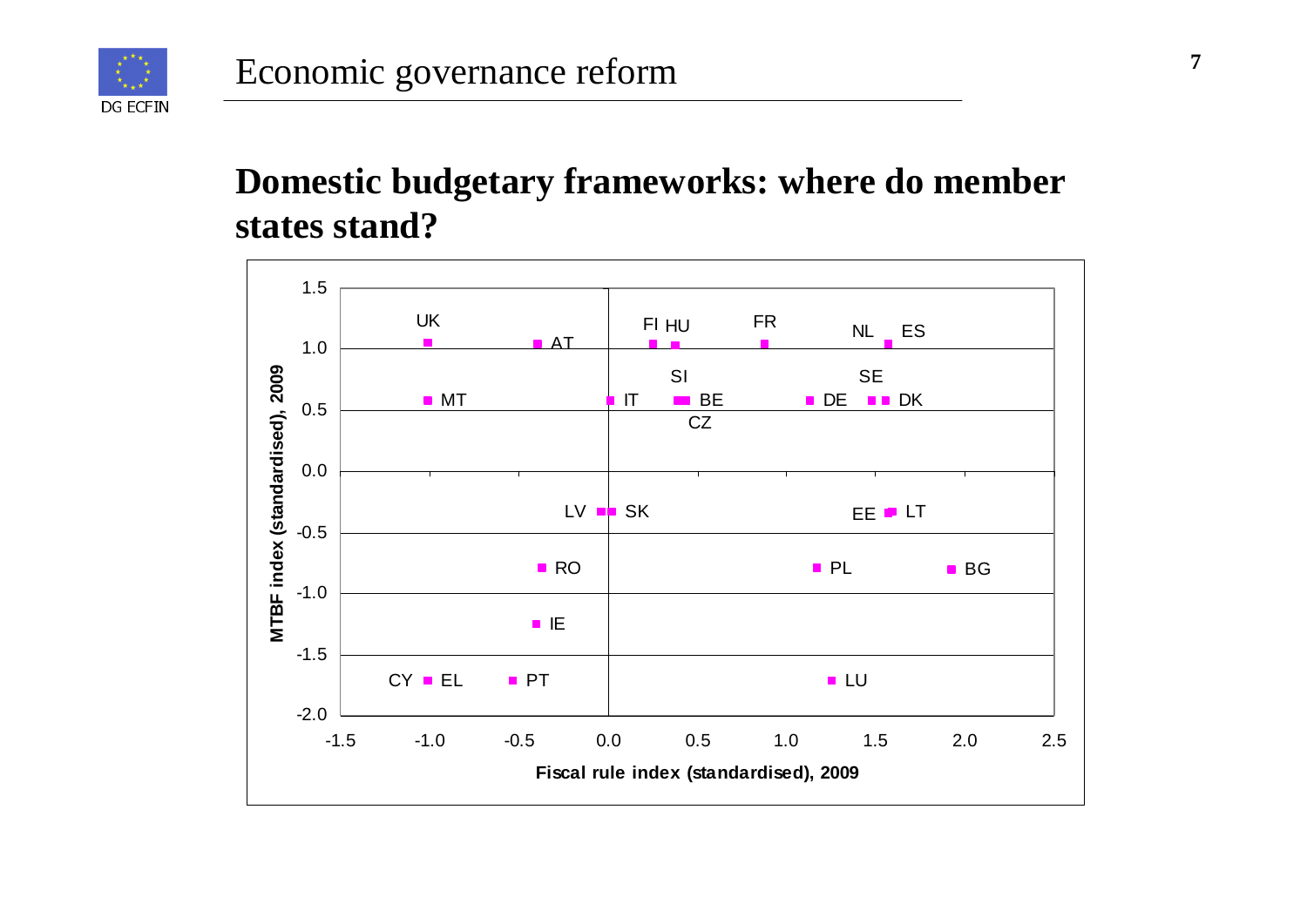# Economic governance reform

## Domestic budgetary frameworks: where do member states stand?

MTBF index (standardised), 2009

Fiscal rule index (standardised), 2009

| Member state | Fiscal rule index (standardised), 2009 | MTBF index (standardised), 2009 |
|---|---|---|
| UK | -1.0 | 1.05 |
| AT | -0.4 | 1.05 |
| FI | 0.25 | 1.05 |
| HU | 0.37 | 1.05 |
| FR | 0.87 | 1.05 |
| NL | 1.55 | 1.05 |
| ES | 1.55 | 1.05 |
| MT | -1.0 | 0.58 |
| IT | 0.01 | 0.58 |
| SI | 0.4 | 0.58 |
| BE | 0.4 | 0.58 |
| CZ | 0.4 | 0.58 |
| DE | 1.12 | 0.58 |
| SE | 1.47 | 0.58 |
| DK | 1.55 | 0.58 |
| LV | -0.04 | -0.32 |
| SK | 0.02 | -0.32 |
| EE | 1.57 | -0.32 |
| LT | 1.6 | -0.32 |
| RO | -0.37 | -0.79 |
| PL | 1.17 | -0.79 |
| BG | 1.92 | -0.8 |
| IE | -0.4 | -1.25 |
| CY | -1.0 | -1.71 |
| EL | -1.0 | -1.71 |
| PT | -0.52 | -1.71 |
| LU | 1.25 | -1.71 |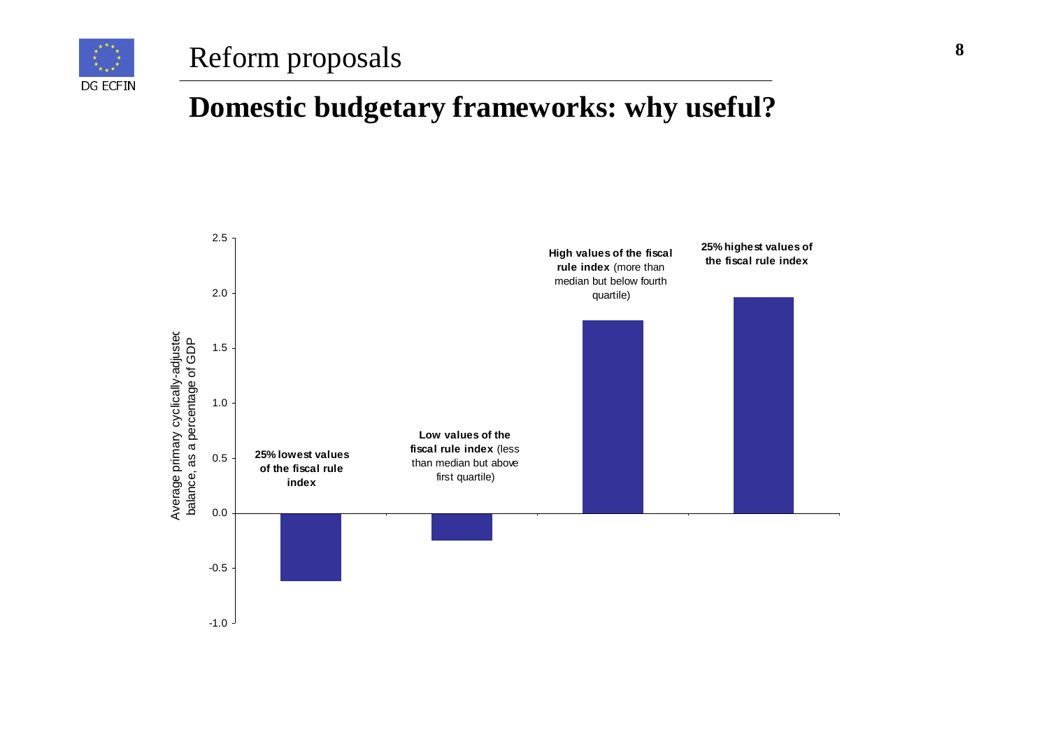# Reform proposals

## Domestic budgetary frameworks: why useful?

Average primary cyclically-adjusted balance, as a percentage of GDP

| Category | Value |
| --- | --- |
| **25% lowest values of the fiscal rule index** | -0.6 |
| **Low values of the fiscal rule index** (less than median but above first quartile) | -0.25 |
| **High values of the fiscal rule index** (more than median but below fourth quartile) | 1.75 |
| **25% highest values of the fiscal rule index** | 1.95 |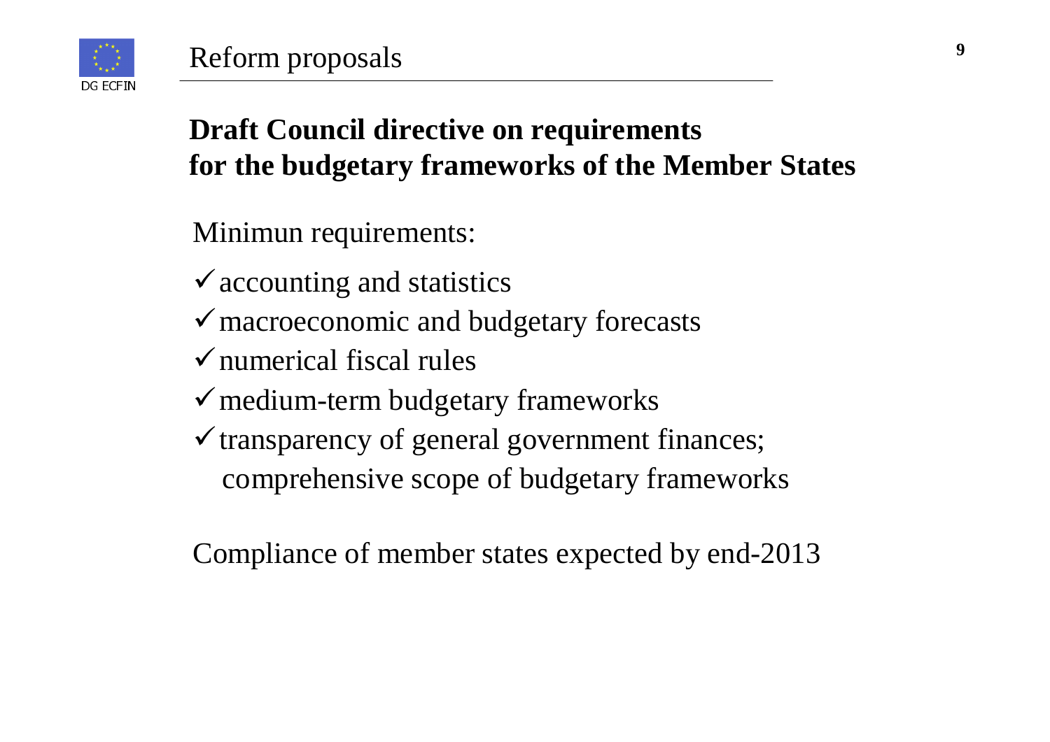# Reform proposals

## Draft Council directive on requirements for the budgetary frameworks of the Member States

Minimun requirements:

- ✓ accounting and statistics
- ✓ macroeconomic and budgetary forecasts
- ✓ numerical fiscal rules
- ✓ medium-term budgetary frameworks
- ✓ transparency of general government finances; comprehensive scope of budgetary frameworks

Compliance of member states expected by end-2013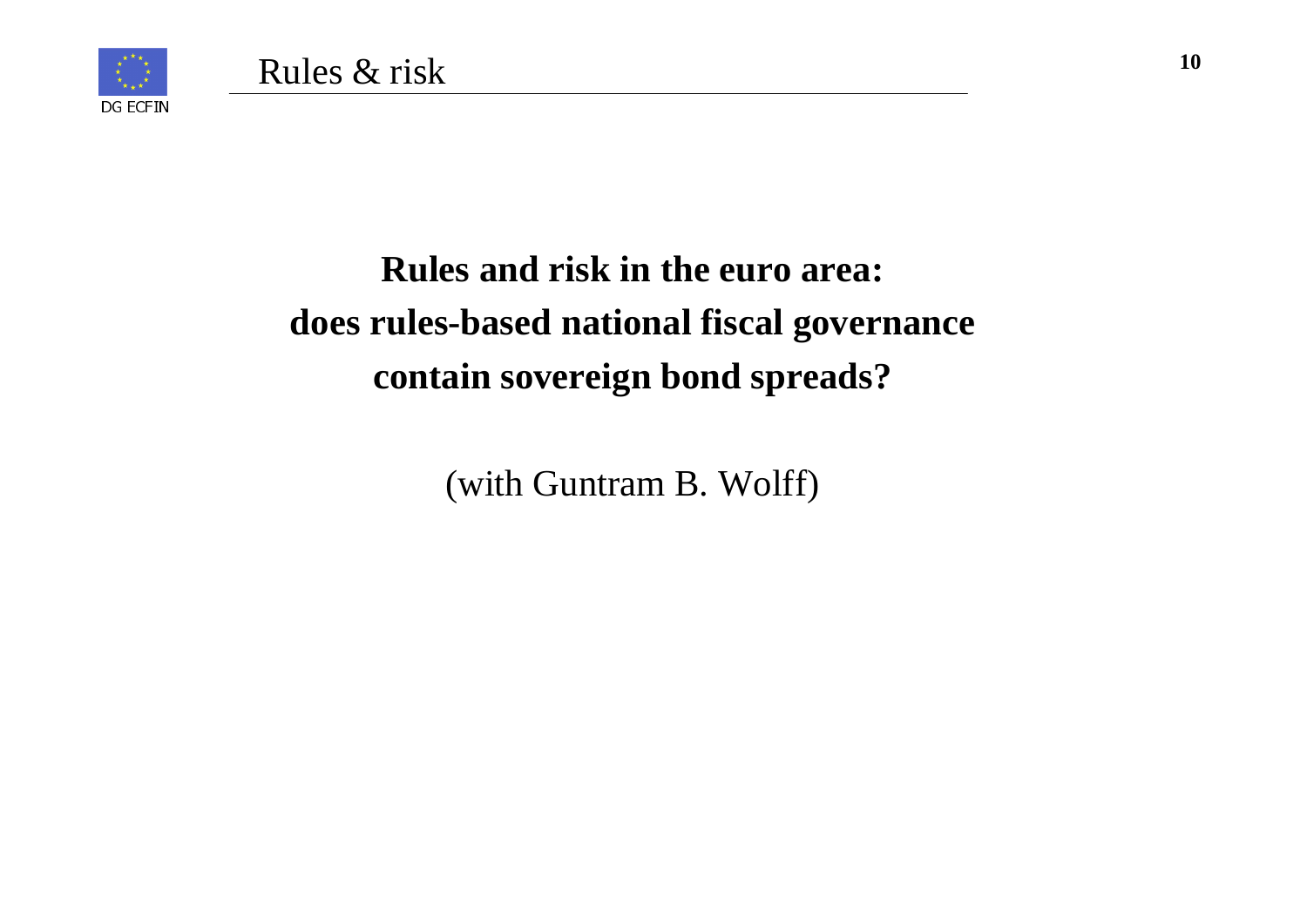## Rules & risk

**Rules and risk in the euro area: does rules-based national fiscal governance contain sovereign bond spreads?**

(with Guntram B. Wolff)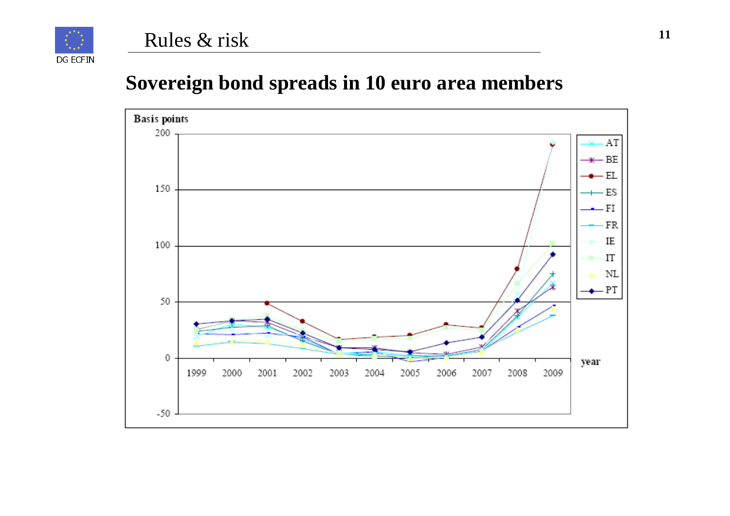## Rules & risk

# Sovereign bond spreads in 10 euro area members

Basis points

Legend: AT, BE, EL, ES, FI, FR, IE, IT, NL, PT

year: 1999, 2000, 2001, 2002, 2003, 2004, 2005, 2006, 2007, 2008, 2009

Y-axis: -50, 0, 50, 100, 150, 200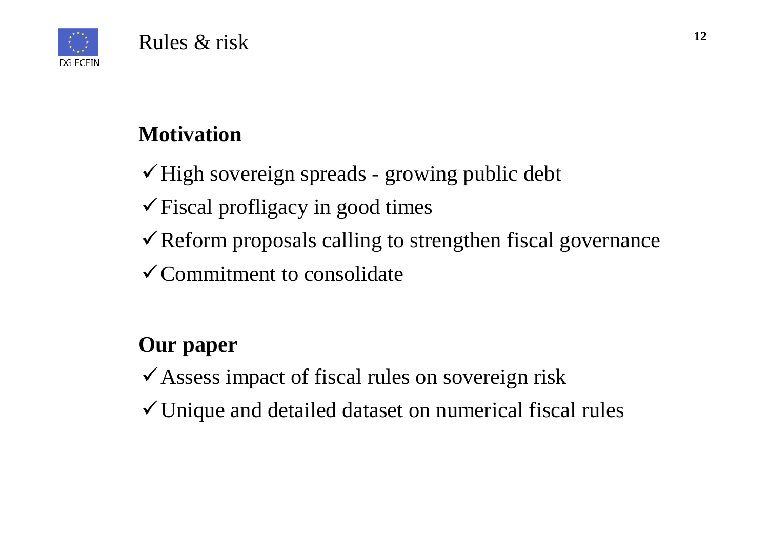# Rules & risk

## Motivation

- ✓ High sovereign spreads - growing public debt
- ✓ Fiscal profligacy in good times
- ✓ Reform proposals calling to strengthen fiscal governance
- ✓ Commitment to consolidate

## Our paper

- ✓ Assess impact of fiscal rules on sovereign risk
- ✓ Unique and detailed dataset on numerical fiscal rules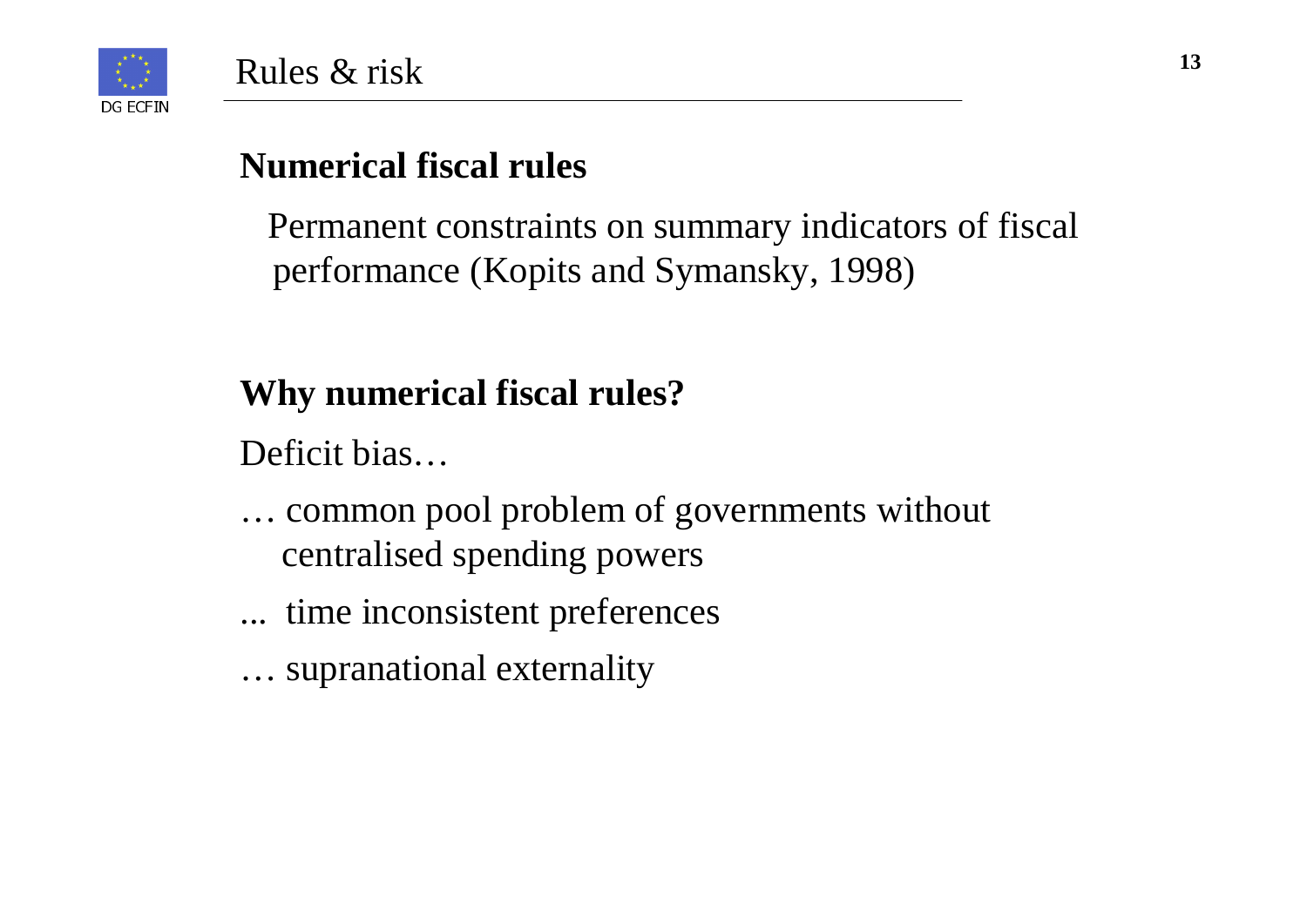# Rules & risk

## Numerical fiscal rules

Permanent constraints on summary indicators of fiscal performance (Kopits and Symansky, 1998)

## Why numerical fiscal rules?

Deficit bias…

… common pool problem of governments without centralised spending powers

... time inconsistent preferences

… supranational externality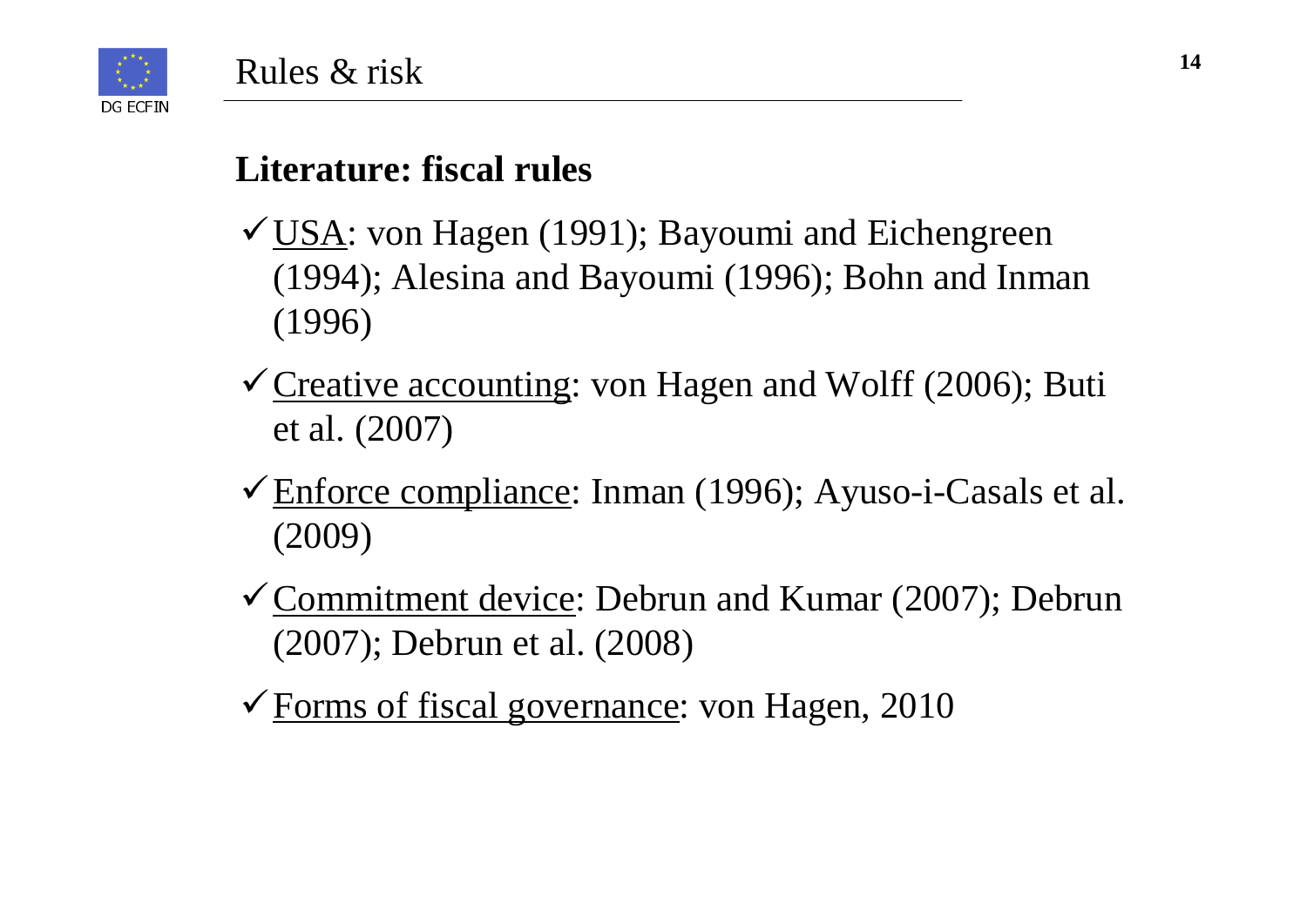## Rules & risk

### Literature: fiscal rules

- ✓ USA: von Hagen (1991); Bayoumi and Eichengreen (1994); Alesina and Bayoumi (1996); Bohn and Inman (1996)
- ✓ Creative accounting: von Hagen and Wolff (2006); Buti et al. (2007)
- ✓ Enforce compliance: Inman (1996); Ayuso-i-Casals et al. (2009)
- ✓ Commitment device: Debrun and Kumar (2007); Debrun (2007); Debrun et al. (2008)
- ✓ Forms of fiscal governance: von Hagen, 2010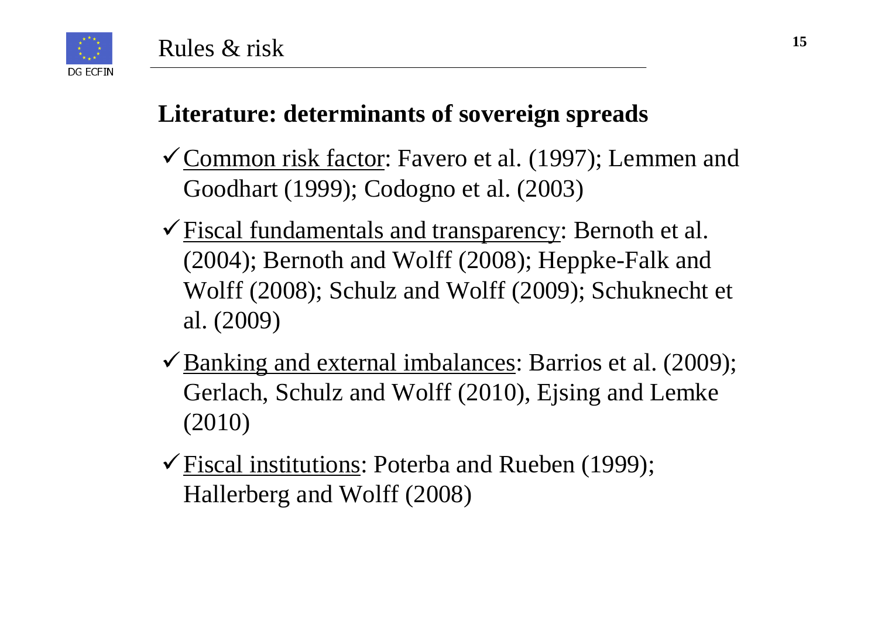# Rules & risk

## Literature: determinants of sovereign spreads

- ✓ Common risk factor: Favero et al. (1997); Lemmen and Goodhart (1999); Codogno et al. (2003)
- ✓ Fiscal fundamentals and transparency: Bernoth et al. (2004); Bernoth and Wolff (2008); Heppke-Falk and Wolff (2008); Schulz and Wolff (2009); Schuknecht et al. (2009)
- ✓ Banking and external imbalances: Barrios et al. (2009); Gerlach, Schulz and Wolff (2010), Ejsing and Lemke (2010)
- ✓ Fiscal institutions: Poterba and Rueben (1999); Hallerberg and Wolff (2008)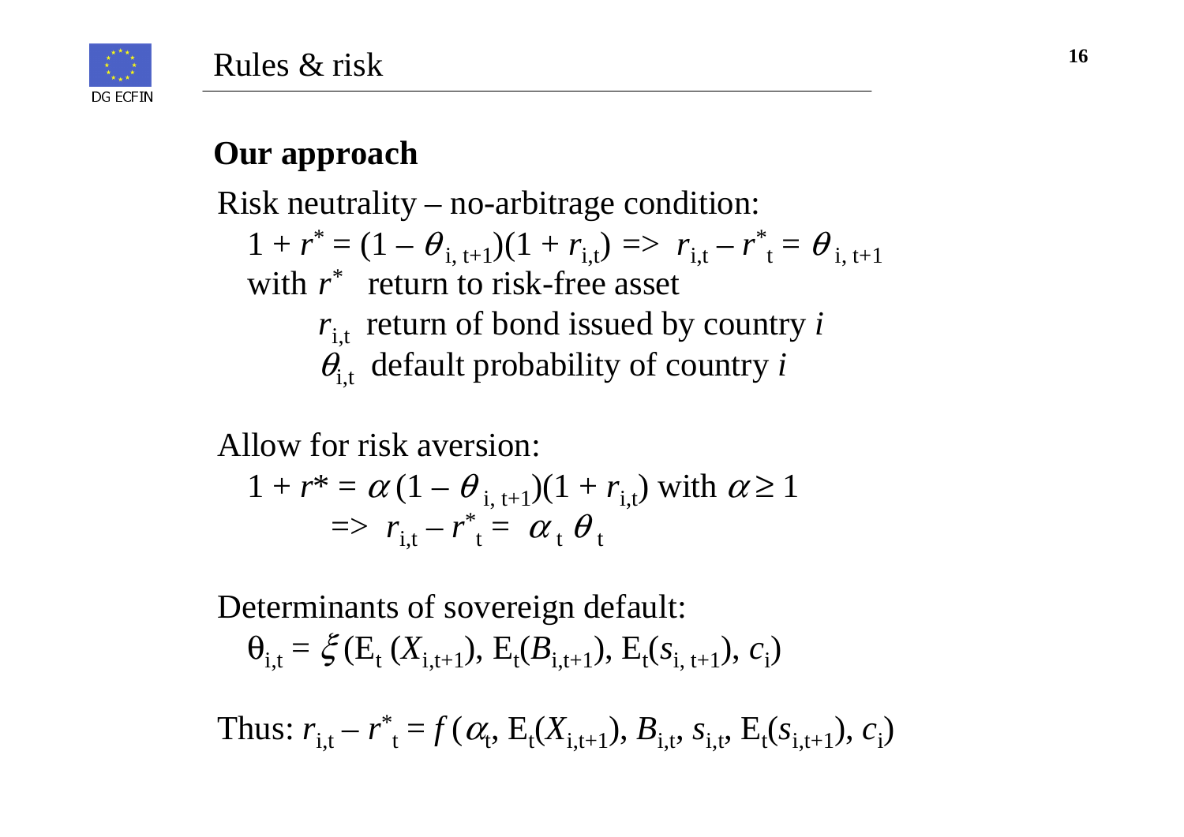## Rules & risk

### **Our approach**

Risk neutrality – no-arbitrage condition:

$$1 + r^* = (1 - \theta_{i,\,t+1})(1 + r_{i,t}) \Rightarrow r_{i,t} - r^*_t = \theta_{i,\,t+1}$$

with $r^*$ return to risk-free asset

$r_{i,t}$ return of bond issued by country *i*

$\theta_{i,t}$ default probability of country *i*

Allow for risk aversion:

$$1 + r^* = \alpha(1 - \theta_{i,\,t+1})(1 + r_{i,t}) \text{ with } \alpha \geq 1$$

$$\Rightarrow r_{i,t} - r^*_t = \alpha_t\, \theta_t$$

Determinants of sovereign default:

$$\theta_{i,t} = \xi(E_t(X_{i,t+1}), E_t(B_{i,t+1}), E_t(s_{i,\,t+1}), c_i)$$

Thus: $r_{i,t} - r^*_t = f(\alpha_t, E_t(X_{i,t+1}), B_{i,t}, s_{i,t}, E_t(s_{i,t+1}), c_i)$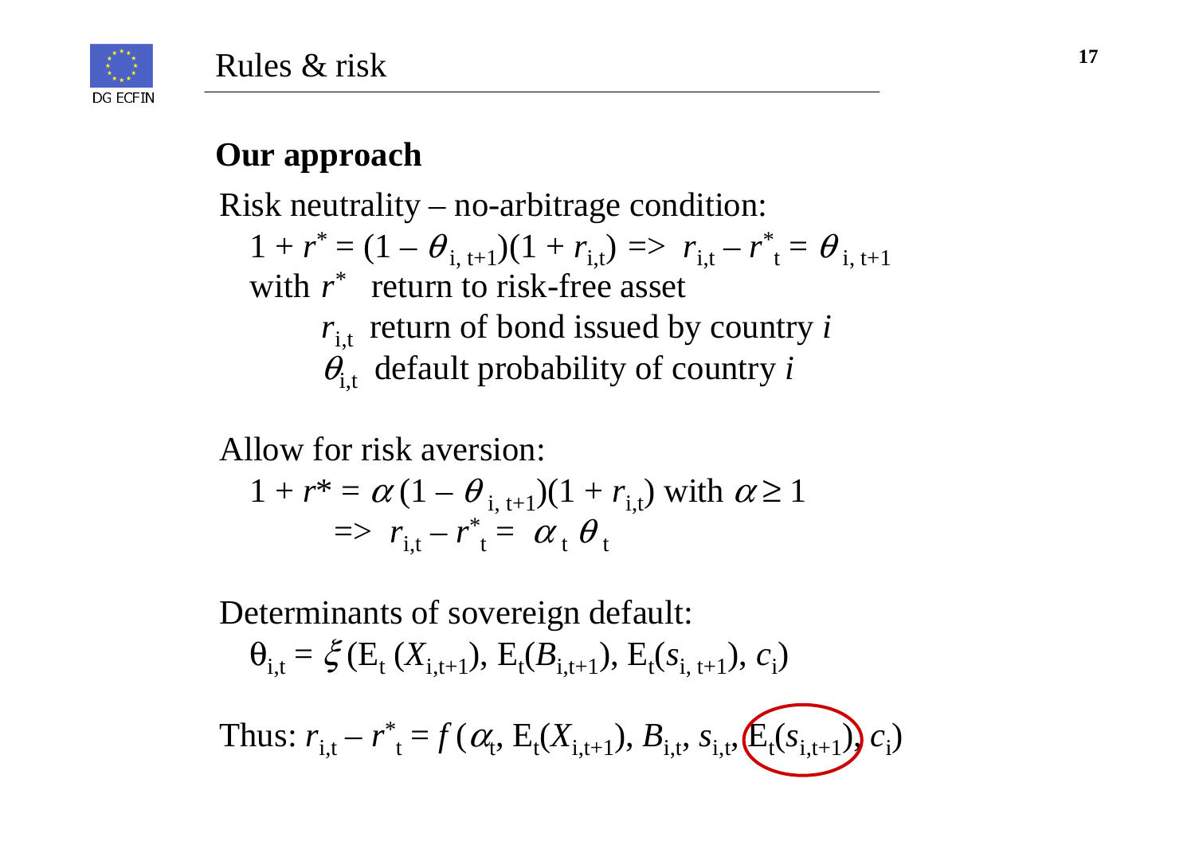# Rules & risk

## Our approach

Risk neutrality – no-arbitrage condition:

$$1 + r^* = (1 - \theta_{i,\,t+1})(1 + r_{i,t}) \Rightarrow r_{i,t} - r^*_t = \theta_{i,\,t+1}$$

with $r^*$ return to risk-free asset

$r_{i,t}$ return of bond issued by country $i$

$\theta_{i,t}$ default probability of country $i$

Allow for risk aversion:

$$1 + r^* = \alpha(1 - \theta_{i,\,t+1})(1 + r_{i,t}) \text{ with } \alpha \geq 1$$

$$\Rightarrow r_{i,t} - r^*_t = \alpha_t\,\theta_t$$

Determinants of sovereign default:

$$\theta_{i,t} = \xi(\mathrm{E}_t(X_{i,t+1}), \mathrm{E}_t(B_{i,t+1}), \mathrm{E}_t(s_{i,\,t+1}), c_i)$$

Thus: $r_{i,t} - r^*_t = f(\alpha_t, \mathrm{E}_t(X_{i,t+1}), B_{i,t}, s_{i,t}, \mathrm{E}_t(s_{i,t+1}), c_i)$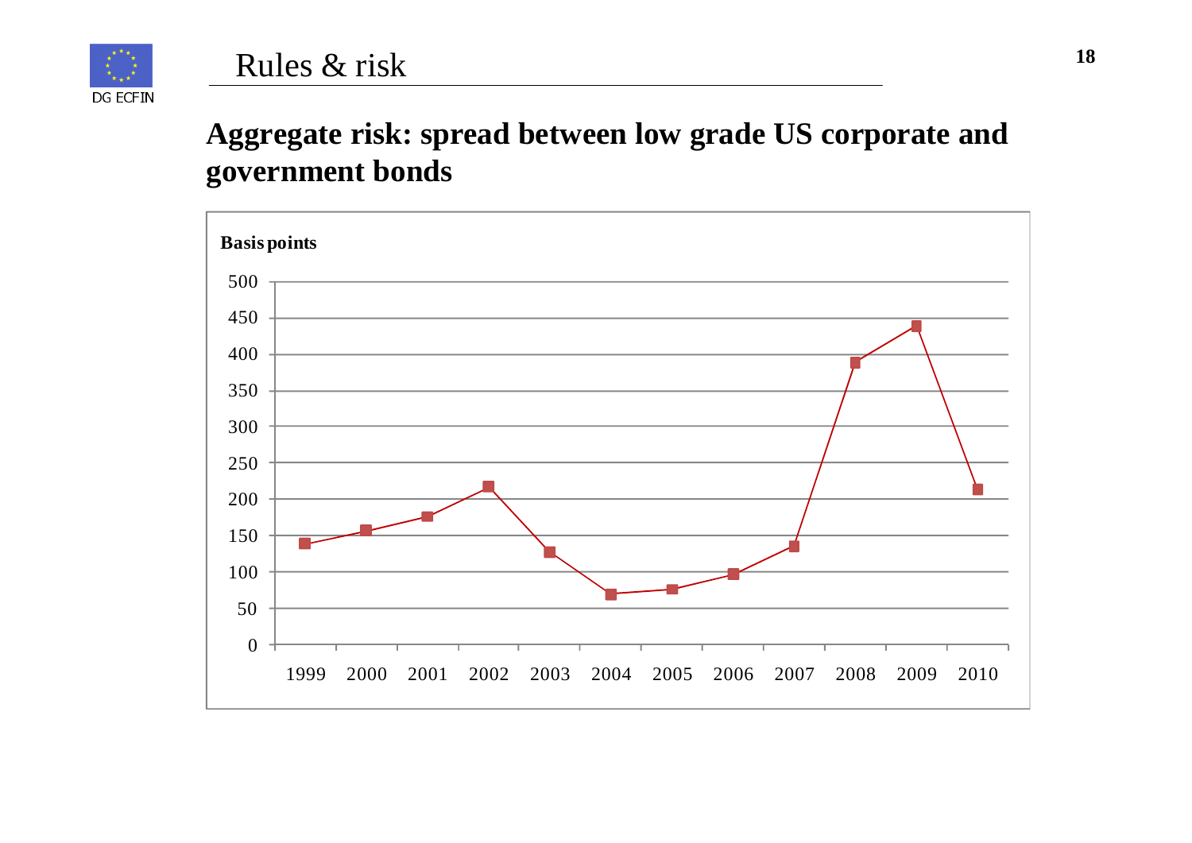# Rules & risk

## Aggregate risk: spread between low grade US corporate and government bonds

Basis points

| Year | Basis points |
|---|---|
| 1999 | 139 |
| 2000 | 157 |
| 2001 | 176 |
| 2002 | 217 |
| 2003 | 127 |
| 2004 | 70 |
| 2005 | 76 |
| 2006 | 97 |
| 2007 | 135 |
| 2008 | 389 |
| 2009 | 439 |
| 2010 | 213 |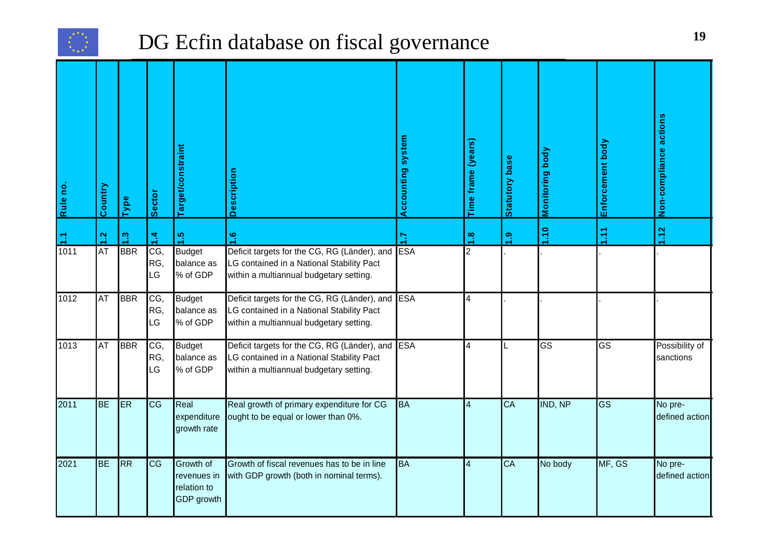# DG Ecfin database on fiscal governance

| Rule no. | Country | Type | Sector | Target/constraint | Description | Accounting system | Time frame (years) | Statutory base | Monitoring body | Enforcement body | Non-compliance actions |
|---|---|---|---|---|---|---|---|---|---|---|---|
| 1.1 | 1.2 | 1.3 | 1.4 | 1.5 | 1.6 | 1.7 | 1.8 | 1.9 | 1.10 | 1.11 | 1.12 |
| 1011 | AT | BBR | CG, RG, LG | Budget balance as % of GDP | Deficit targets for the CG, RG (Länder), and LG contained in a National Stability Pact within a multiannual budgetary setting. | ESA | 2 | . | . | . | . |
| 1012 | AT | BBR | CG, RG, LG | Budget balance as % of GDP | Deficit targets for the CG, RG (Länder), and LG contained in a National Stability Pact within a multiannual budgetary setting. | ESA | 4 | . | . | . | . |
| 1013 | AT | BBR | CG, RG, LG | Budget balance as % of GDP | Deficit targets for the CG, RG (Länder), and LG contained in a National Stability Pact within a multiannual budgetary setting. | ESA | 4 | L | GS | GS | Possibility of sanctions |
| 2011 | BE | ER | CG | Real expenditure growth rate | Real growth of primary expenditure for CG ought to be equal or lower than 0%. | BA | 4 | CA | IND, NP | GS | No pre-defined action |
| 2021 | BE | RR | CG | Growth of revenues in relation to GDP growth | Growth of fiscal revenues has to be in line with GDP growth (both in nominal terms). | BA | 4 | CA | No body | MF, GS | No pre-defined action |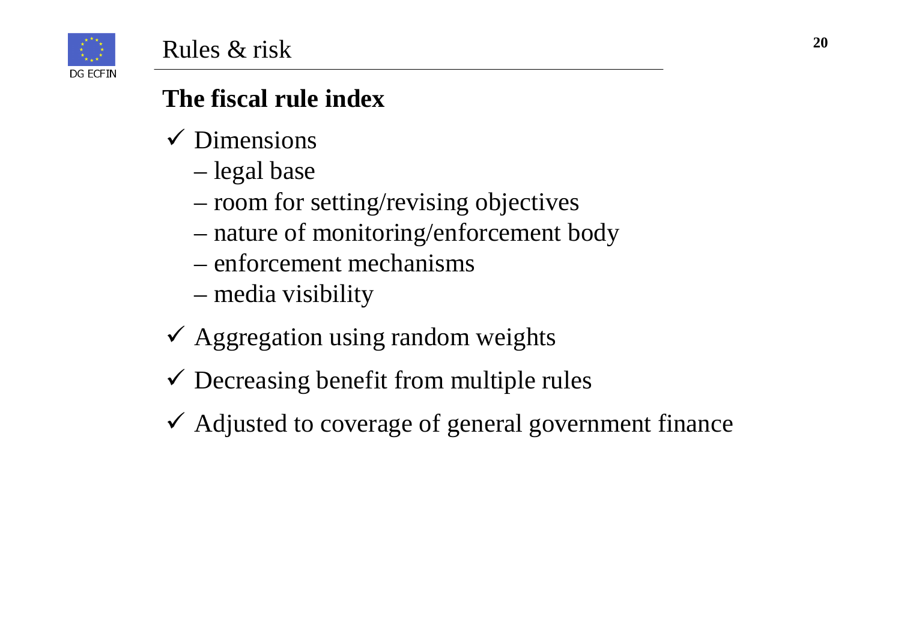# Rules & risk

## The fiscal rule index

- ✓ Dimensions
  - legal base
  - room for setting/revising objectives
  - nature of monitoring/enforcement body
  - enforcement mechanisms
  - media visibility
- ✓ Aggregation using random weights
- ✓ Decreasing benefit from multiple rules
- ✓ Adjusted to coverage of general government finance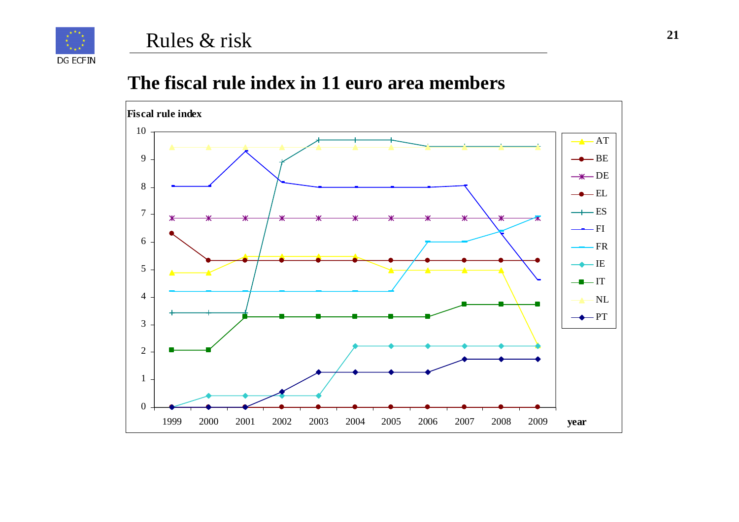# Rules & risk

## The fiscal rule index in 11 euro area members

Fiscal rule index

10
9
8
7
6
5
4
3
2
1
0

1999 2000 2001 2002 2003 2004 2005 2006 2007 2008 2009 **year**

AT
BE
DE
EL
ES
FI
FR
IE
IT
NL
PT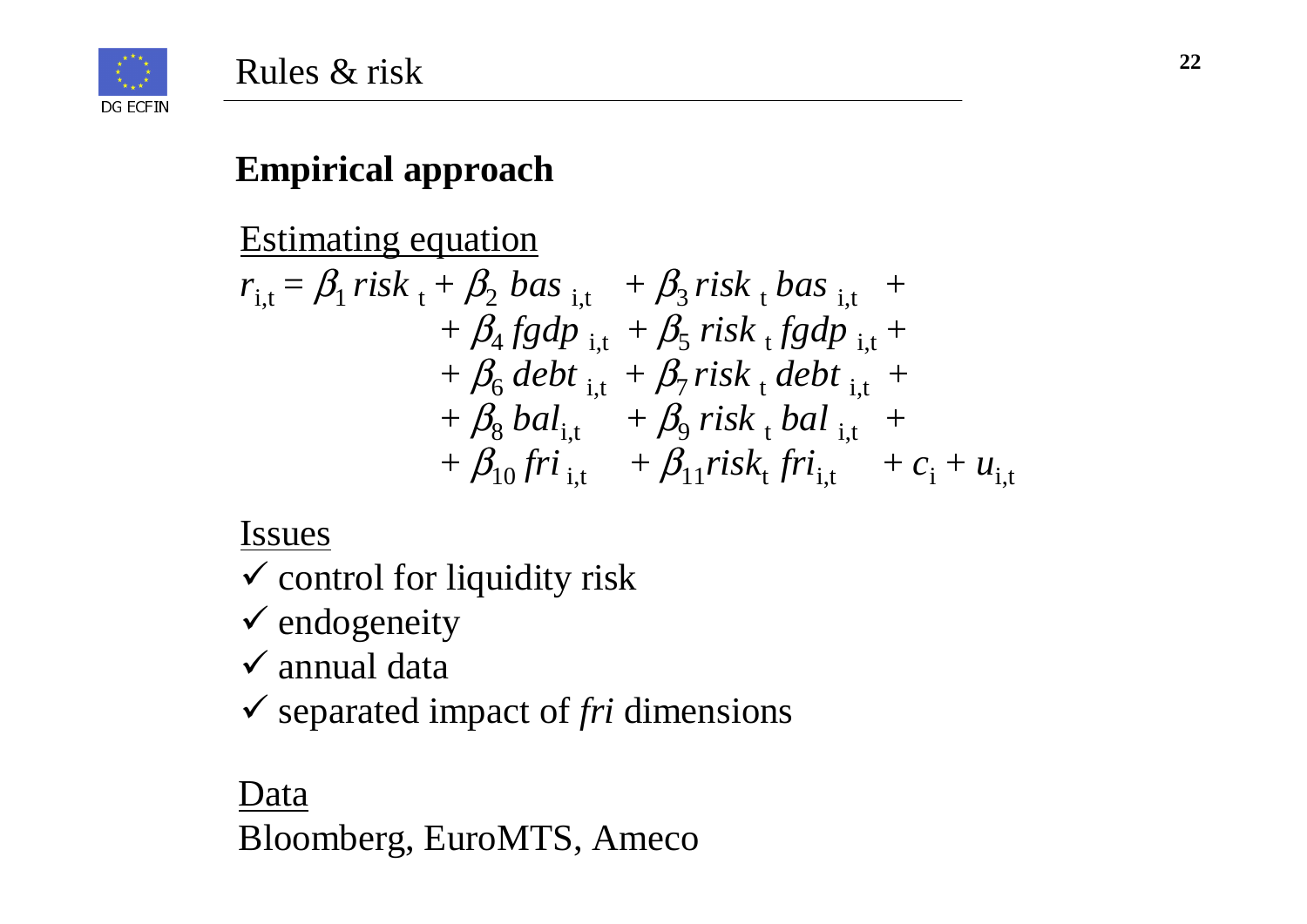# Rules & risk

## Empirical approach

Estimating equation

$$
\begin{aligned}
r_{i,t} = \beta_1\, risk_t + \beta_2\, bas_{i,t} &+ \beta_3\, risk_t\, bas_{i,t} + \\
+ \beta_4\, fgdp_{i,t} &+ \beta_5\, risk_t\, fgdp_{i,t} + \\
+ \beta_6\, debt_{i,t} &+ \beta_7\, risk_t\, debt_{i,t} + \\
+ \beta_8\, bal_{i,t} &+ \beta_9\, risk_t\, bal_{i,t} + \\
+ \beta_{10}\, fri_{i,t} &+ \beta_{11}\, risk_t\, fri_{i,t} + c_i + u_{i,t}
\end{aligned}
$$

Issues

- ✓ control for liquidity risk
- ✓ endogeneity
- ✓ annual data
- ✓ separated impact of *fri* dimensions

Data

Bloomberg, EuroMTS, Ameco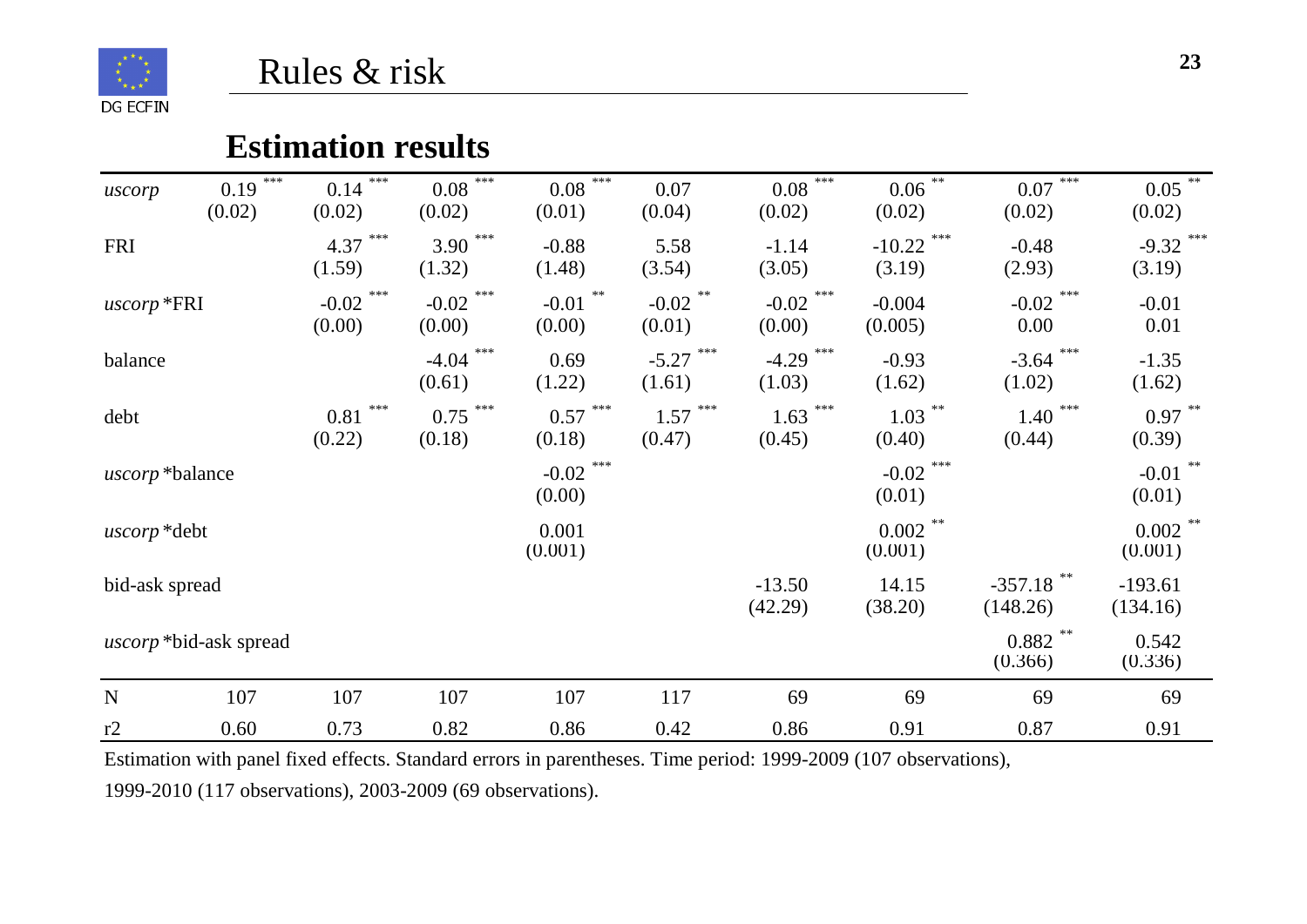## Rules & risk

### Estimation results

| | (1) | (2) | (3) | (4) | (5) | (6) | (7) | (8) | (9) |
|---|---|---|---|---|---|---|---|---|---|
| *uscorp* | 0.19 *** | 0.14 *** | 0.08 *** | 0.08 *** | 0.07 | 0.08 *** | 0.06 ** | 0.07 *** | 0.05 ** |
| | (0.02) | (0.02) | (0.02) | (0.01) | (0.04) | (0.02) | (0.02) | (0.02) | (0.02) |
| FRI | | 4.37 *** | 3.90 *** | -0.88 | 5.58 | -1.14 | -10.22 *** | -0.48 | -9.32 *** |
| | | (1.59) | (1.32) | (1.48) | (3.54) | (3.05) | (3.19) | (2.93) | (3.19) |
| *uscorp* *FRI | | -0.02 *** | -0.02 *** | -0.01 ** | -0.02 ** | -0.02 *** | -0.004 | -0.02 *** | -0.01 |
| | | (0.00) | (0.00) | (0.00) | (0.01) | (0.00) | (0.005) | 0.00 | 0.01 |
| balance | | | -4.04 *** | 0.69 | -5.27 *** | -4.29 *** | -0.93 | -3.64 *** | -1.35 |
| | | | (0.61) | (1.22) | (1.61) | (1.03) | (1.62) | (1.02) | (1.62) |
| debt | | 0.81 *** | 0.75 *** | 0.57 *** | 1.57 *** | 1.63 *** | 1.03 ** | 1.40 *** | 0.97 ** |
| | | (0.22) | (0.18) | (0.18) | (0.47) | (0.45) | (0.40) | (0.44) | (0.39) |
| *uscorp* *balance | | | | -0.02 *** | | | -0.02 *** | | -0.01 ** |
| | | | | (0.00) | | | (0.01) | | (0.01) |
| *uscorp* *debt | | | | 0.001 | | | 0.002 ** | | 0.002 ** |
| | | | | (0.001) | | | (0.001) | | (0.001) |
| bid-ask spread | | | | | | -13.50 | 14.15 | -357.18 ** | -193.61 |
| | | | | | | (42.29) | (38.20) | (148.26) | (134.16) |
| *uscorp* *bid-ask spread | | | | | | | | 0.882 ** | 0.542 |
| | | | | | | | | (0.366) | (0.336) |
| N | 107 | 107 | 107 | 107 | 117 | 69 | 69 | 69 | 69 |
| r2 | 0.60 | 0.73 | 0.82 | 0.86 | 0.42 | 0.86 | 0.91 | 0.87 | 0.91 |

Estimation with panel fixed effects. Standard errors in parentheses. Time period: 1999-2009 (107 observations), 1999-2010 (117 observations), 2003-2009 (69 observations).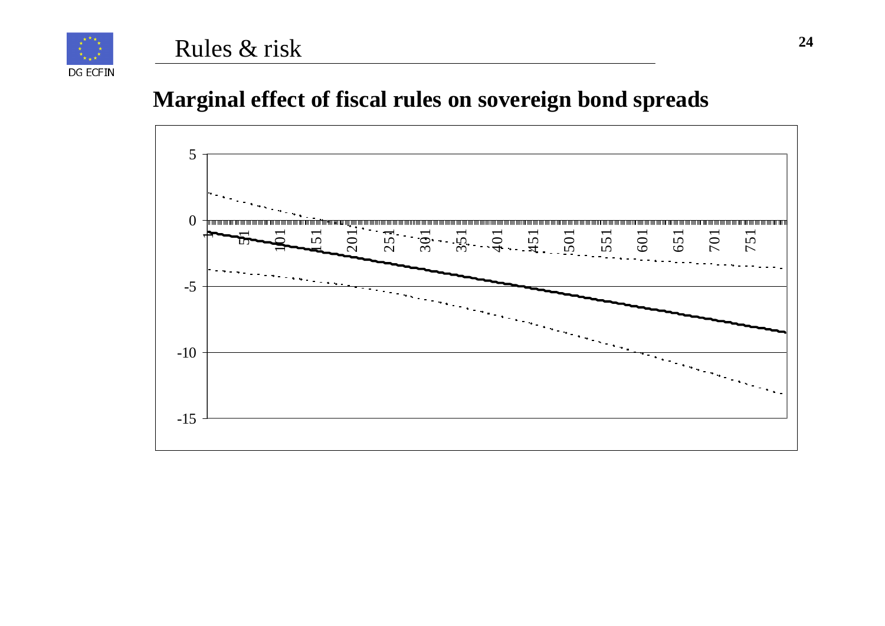## Rules & risk

### Marginal effect of fiscal rules on sovereign bond spreads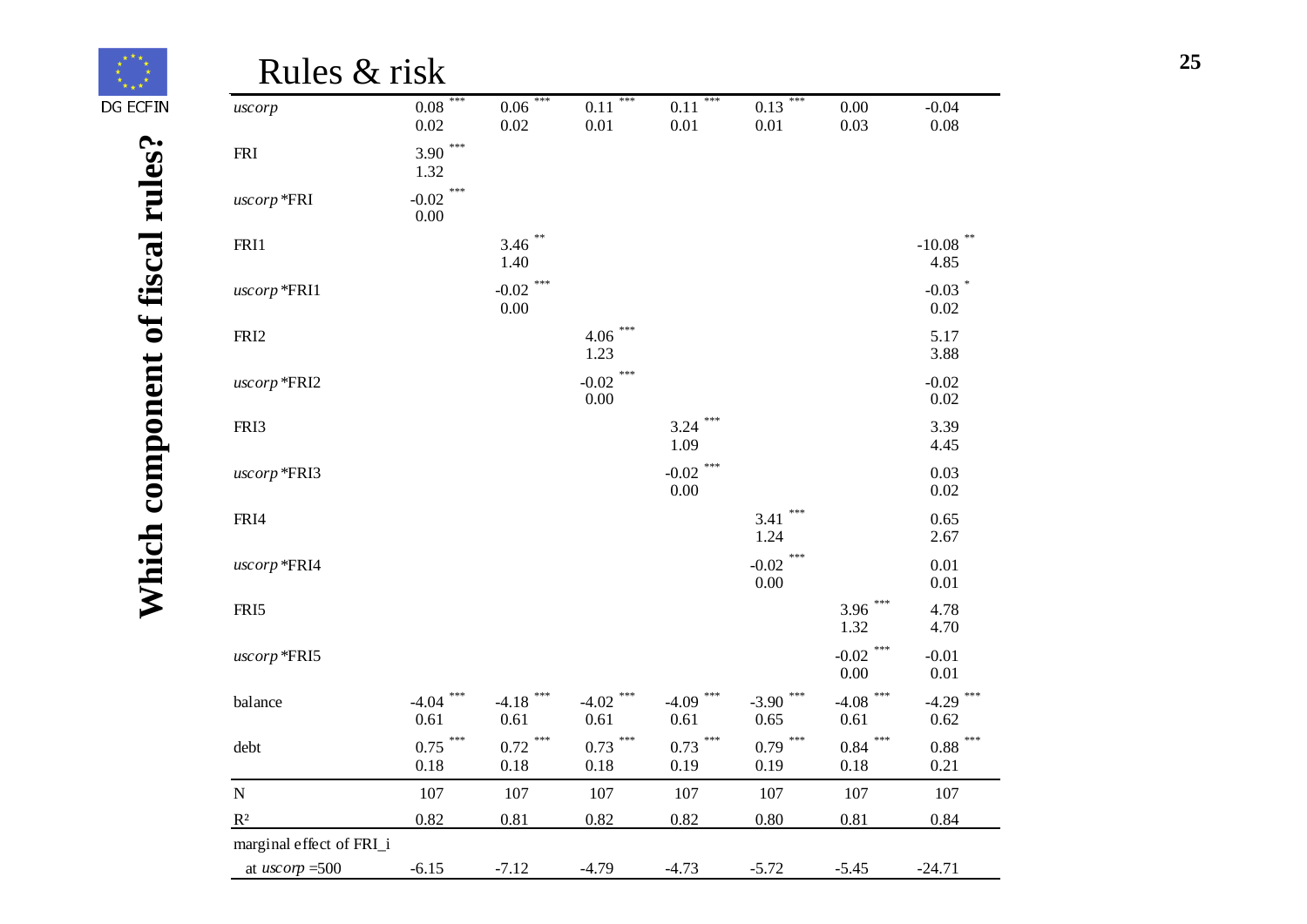# Rules & risk

## Which component of fiscal rules?

| | (1) | (2) | (3) | (4) | (5) | (6) | (7) |
|---|---|---|---|---|---|---|---|
| *uscorp* | 0.08 *** | 0.06 *** | 0.11 *** | 0.11 *** | 0.13 *** | 0.00 | -0.04 |
| | 0.02 | 0.02 | 0.01 | 0.01 | 0.01 | 0.03 | 0.08 |
| FRI | 3.90 *** | | | | | | |
| | 1.32 | | | | | | |
| *uscorp* *FRI | -0.02 *** | | | | | | |
| | 0.00 | | | | | | |
| FRI1 | | 3.46 ** | | | | | -10.08 ** |
| | | 1.40 | | | | | 4.85 |
| *uscorp* *FRI1 | | -0.02 *** | | | | | -0.03 * |
| | | 0.00 | | | | | 0.02 |
| FRI2 | | | 4.06 *** | | | | 5.17 |
| | | | 1.23 | | | | 3.88 |
| *uscorp* *FRI2 | | | -0.02 *** | | | | -0.02 |
| | | | 0.00 | | | | 0.02 |
| FRI3 | | | | 3.24 *** | | | 3.39 |
| | | | | 1.09 | | | 4.45 |
| *uscorp* *FRI3 | | | | -0.02 *** | | | 0.03 |
| | | | | 0.00 | | | 0.02 |
| FRI4 | | | | | 3.41 *** | | 0.65 |
| | | | | | 1.24 | | 2.67 |
| *uscorp* *FRI4 | | | | | -0.02 *** | | 0.01 |
| | | | | | 0.00 | | 0.01 |
| FRI5 | | | | | | 3.96 *** | 4.78 |
| | | | | | | 1.32 | 4.70 |
| *uscorp* *FRI5 | | | | | | -0.02 *** | -0.01 |
| | | | | | | 0.00 | 0.01 |
| balance | -4.04 *** | -4.18 *** | -4.02 *** | -4.09 *** | -3.90 *** | -4.08 *** | -4.29 *** |
| | 0.61 | 0.61 | 0.61 | 0.61 | 0.65 | 0.61 | 0.62 |
| debt | 0.75 *** | 0.72 *** | 0.73 *** | 0.73 *** | 0.79 *** | 0.84 *** | 0.88 *** |
| | 0.18 | 0.18 | 0.18 | 0.19 | 0.19 | 0.18 | 0.21 |
| N | 107 | 107 | 107 | 107 | 107 | 107 | 107 |
| $R^2$ | 0.82 | 0.81 | 0.82 | 0.82 | 0.80 | 0.81 | 0.84 |
| marginal effect of FRI_i | | | | | | | |
| at *uscorp* =500 | -6.15 | -7.12 | -4.79 | -4.73 | -5.72 | -5.45 | -24.71 |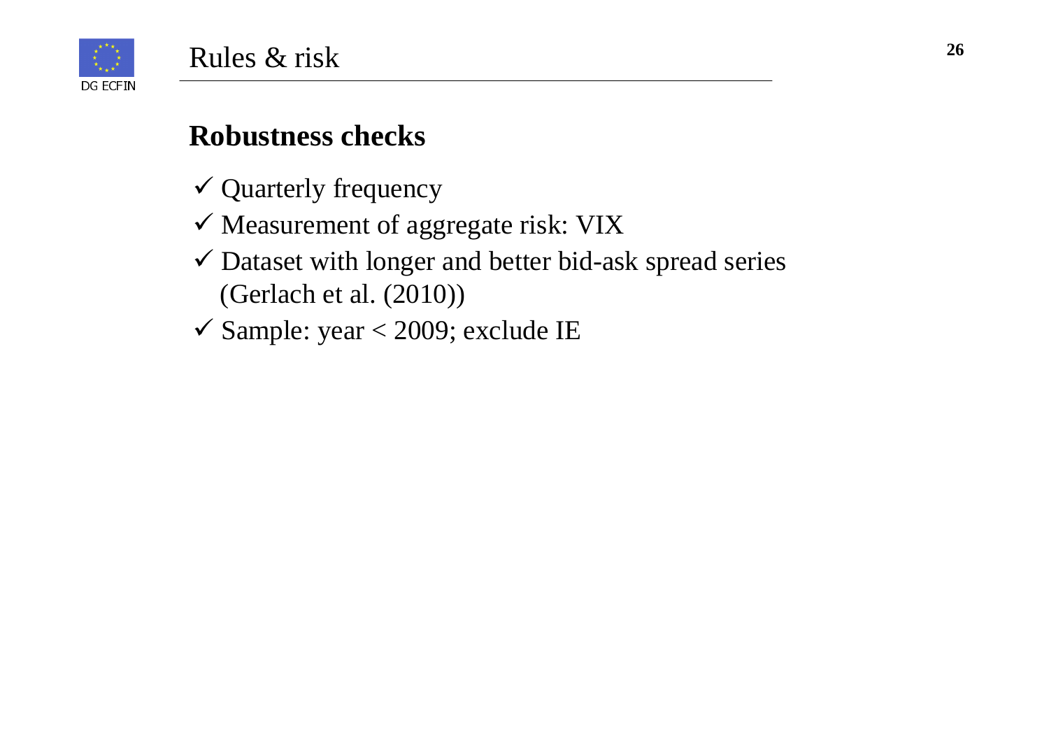# Rules & risk

## Robustness checks

- ✓ Quarterly frequency
- ✓ Measurement of aggregate risk: VIX
- ✓ Dataset with longer and better bid-ask spread series (Gerlach et al. (2010))
- ✓ Sample: year < 2009; exclude IE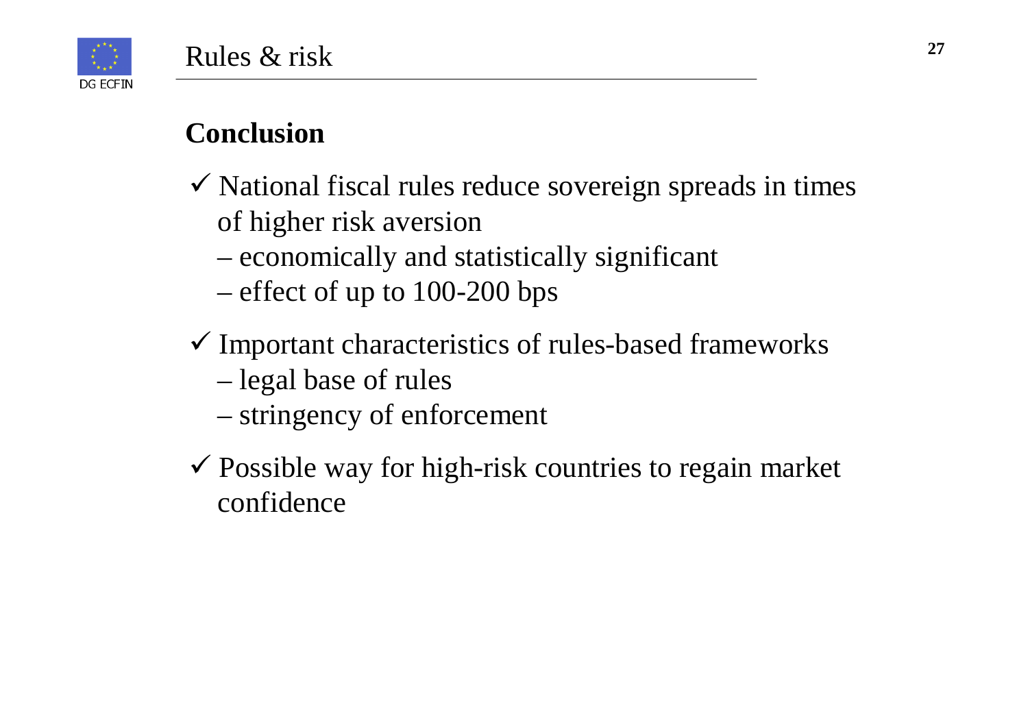# Rules & risk

## Conclusion

- ✓ National fiscal rules reduce sovereign spreads in times of higher risk aversion
  - – economically and statistically significant
  - – effect of up to 100-200 bps
- ✓ Important characteristics of rules-based frameworks
  - – legal base of rules
  - – stringency of enforcement
- ✓ Possible way for high-risk countries to regain market confidence